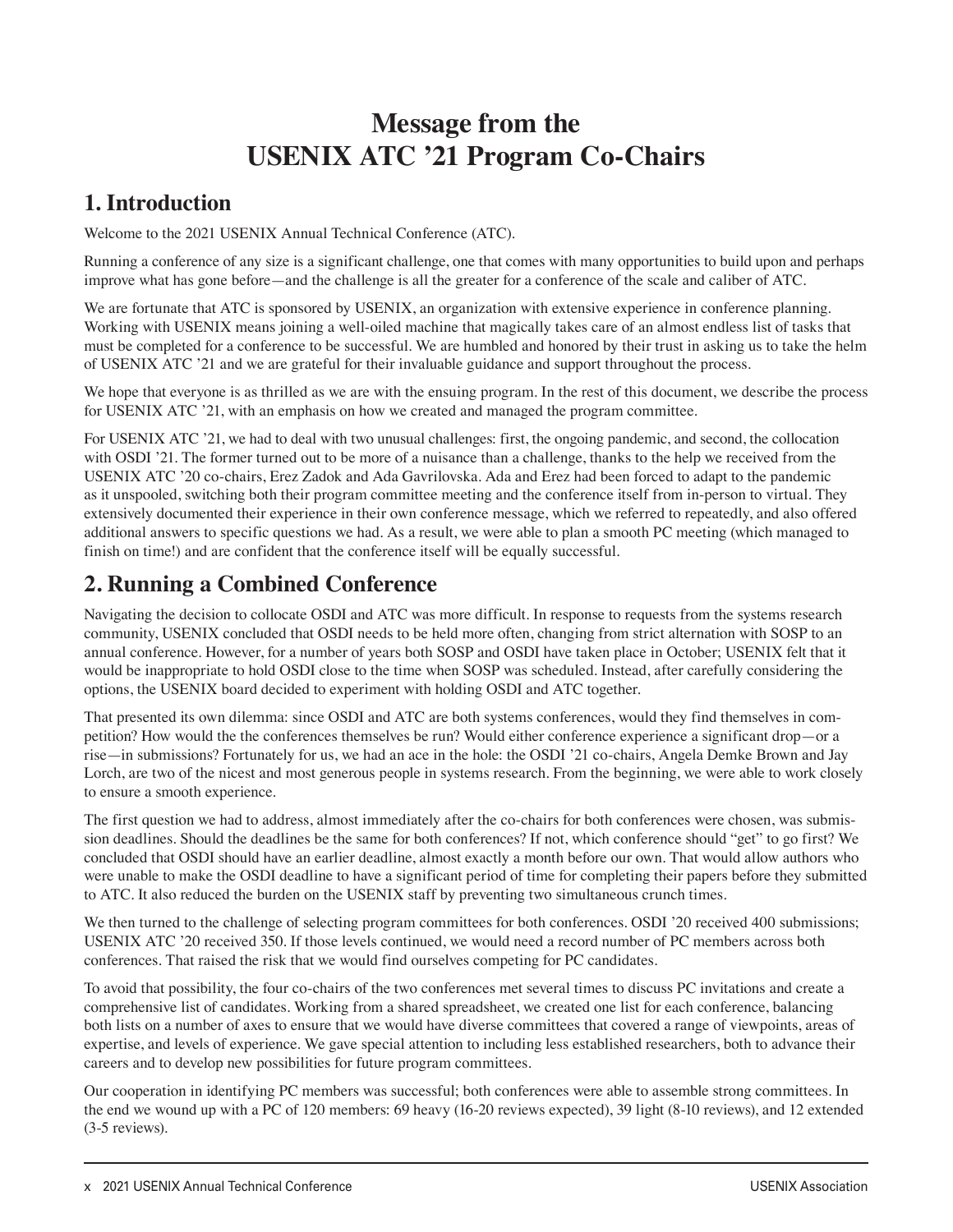# Message from the USENIX ATC '21 Program Co-Chairs

## 1. Introduction

Welcome to the 2021 USENIX Annual Technical Conference (ATC).

Running a conference of any size is a significant challenge, one that comes with many opportunities to build upon and perhaps improve what has gone before—and the challenge is all the greater for a conference of the scale and caliber of ATC.

We are fortunate that ATC is sponsored by USENIX, an organization with extensive experience in conference planning. Working with USENIX means joining a well-oiled machine that magically takes care of an almost endless list of tasks that must be completed for a conference to be successful. We are humbled and honored by their trust in asking us to take the helm of USENIX ATC '21 and we are grateful for their invaluable guidance and support throughout the process.

We hope that everyone is as thrilled as we are with the ensuing program. In the rest of this document, we describe the process for USENIX ATC '21, with an emphasis on how we created and managed the program committee.

For USENIX ATC '21, we had to deal with two unusual challenges: first, the ongoing pandemic, and second, the collocation with OSDI '21. The former turned out to be more of a nuisance than a challenge, thanks to the help we received from the USENIX ATC '20 co-chairs, Erez Zadok and Ada Gavrilovska. Ada and Erez had been forced to adapt to the pandemic as it unspooled, switching both their program committee meeting and the conference itself from in-person to virtual. They extensively documented their experience in their own conference message, which we referred to repeatedly, and also offered additional answers to specific questions we had. As a result, we were able to plan a smooth PC meeting (which managed to finish on time!) and are confident that the conference itself will be equally successful.

## 2. Running a Combined Conference

Navigating the decision to collocate OSDI and ATC was more difficult. In response to requests from the systems research community, USENIX concluded that OSDI needs to be held more often, changing from strict alternation with SOSP to an annual conference. However, for a number of years both SOSP and OSDI have taken place in October; USENIX felt that it would be inappropriate to hold OSDI close to the time when SOSP was scheduled. Instead, after carefully considering the options, the USENIX board decided to experiment with holding OSDI and ATC together.

That presented its own dilemma: since OSDI and ATC are both systems conferences, would they find themselves in competition? How would the the conferences themselves be run? Would either conference experience a significant drop—or a rise—in submissions? Fortunately for us, we had an ace in the hole: the OSDI '21 co-chairs, Angela Demke Brown and Jay Lorch, are two of the nicest and most generous people in systems research. From the beginning, we were able to work closely to ensure a smooth experience.

The first question we had to address, almost immediately after the co-chairs for both conferences were chosen, was submission deadlines. Should the deadlines be the same for both conferences? If not, which conference should "get" to go first? We concluded that OSDI should have an earlier deadline, almost exactly a month before our own. That would allow authors who were unable to make the OSDI deadline to have a significant period of time for completing their papers before they submitted to ATC. It also reduced the burden on the USENIX staff by preventing two simultaneous crunch times.

We then turned to the challenge of selecting program committees for both conferences. OSDI '20 received 400 submissions; USENIX ATC '20 received 350. If those levels continued, we would need a record number of PC members across both conferences. That raised the risk that we would find ourselves competing for PC candidates.

To avoid that possibility, the four co-chairs of the two conferences met several times to discuss PC invitations and create a comprehensive list of candidates. Working from a shared spreadsheet, we created one list for each conference, balancing both lists on a number of axes to ensure that we would have diverse committees that covered a range of viewpoints, areas of expertise, and levels of experience. We gave special attention to including less established researchers, both to advance their careers and to develop new possibilities for future program committees.

Our cooperation in identifying PC members was successful; both conferences were able to assemble strong committees. In the end we wound up with a PC of 120 members: 69 heavy (16-20 reviews expected), 39 light (8-10 reviews), and 12 extended (3-5 reviews).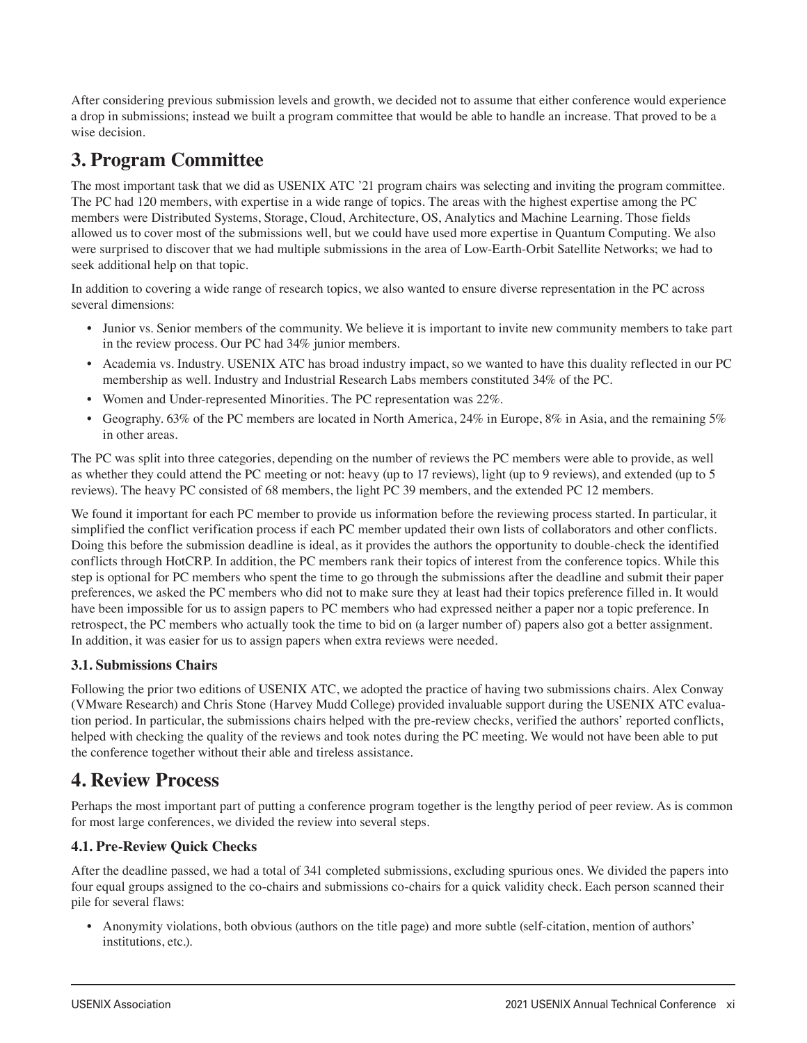After considering previous submission levels and growth, we decided not to assume that either conference would experience a drop in submissions; instead we built a program committee that would be able to handle an increase. That proved to be a wise decision.

# 3. Program Committee

The most important task that we did as USENIX ATC '21 program chairs was selecting and inviting the program committee. The PC had 120 members, with expertise in a wide range of topics. The areas with the highest expertise among the PC members were Distributed Systems, Storage, Cloud, Architecture, OS, Analytics and Machine Learning. Those fields allowed us to cover most of the submissions well, but we could have used more expertise in Quantum Computing. We also were surprised to discover that we had multiple submissions in the area of Low-Earth-Orbit Satellite Networks; we had to seek additional help on that topic.

In addition to covering a wide range of research topics, we also wanted to ensure diverse representation in the PC across several dimensions:

- Junior vs. Senior members of the community. We believe it is important to invite new community members to take part in the review process. Our PC had 34% junior members.
- Academia vs. Industry. USENIX ATC has broad industry impact, so we wanted to have this duality reflected in our PC membership as well. Industry and Industrial Research Labs members constituted 34% of the PC.
- Women and Under-represented Minorities. The PC representation was 22%.
- Geography. 63% of the PC members are located in North America, 24% in Europe, 8% in Asia, and the remaining 5% in other areas.

The PC was split into three categories, depending on the number of reviews the PC members were able to provide, as well as whether they could attend the PC meeting or not: heavy (up to 17 reviews), light (up to 9 reviews), and extended (up to 5 reviews). The heavy PC consisted of 68 members, the light PC 39 members, and the extended PC 12 members.

We found it important for each PC member to provide us information before the reviewing process started. In particular, it simplified the conflict verification process if each PC member updated their own lists of collaborators and other conflicts. Doing this before the submission deadline is ideal, as it provides the authors the opportunity to double-check the identified conflicts through HotCRP. In addition, the PC members rank their topics of interest from the conference topics. While this step is optional for PC members who spent the time to go through the submissions after the deadline and submit their paper preferences, we asked the PC members who did not to make sure they at least had their topics preference filled in. It would have been impossible for us to assign papers to PC members who had expressed neither a paper nor a topic preference. In retrospect, the PC members who actually took the time to bid on (a larger number of) papers also got a better assignment. In addition, it was easier for us to assign papers when extra reviews were needed.

### 3.1. Submissions Chairs

Following the prior two editions of USENIX ATC, we adopted the practice of having two submissions chairs. Alex Conway (VMware Research) and Chris Stone (Harvey Mudd College) provided invaluable support during the USENIX ATC evaluation period. In particular, the submissions chairs helped with the pre-review checks, verified the authors' reported conflicts, helped with checking the quality of the reviews and took notes during the PC meeting. We would not have been able to put the conference together without their able and tireless assistance.

# 4. Review Process

Perhaps the most important part of putting a conference program together is the lengthy period of peer review. As is common for most large conferences, we divided the review into several steps.

### 4.1. Pre-Review Quick Checks

After the deadline passed, we had a total of 341 completed submissions, excluding spurious ones. We divided the papers into four equal groups assigned to the co-chairs and submissions co-chairs for a quick validity check. Each person scanned their pile for several flaws:

- Anonymity violations, both obvious (authors on the title page) and more subtle (self-citation, mention of authors' institutions, etc.).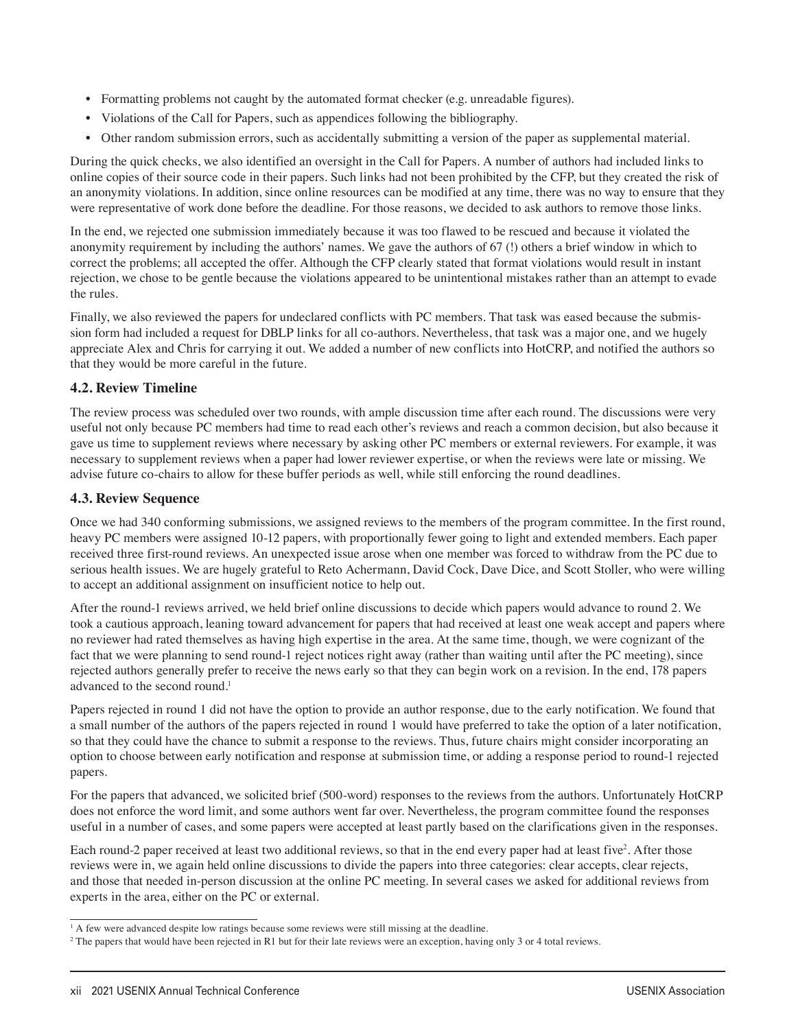- Formatting problems not caught by the automated format checker (e.g. unreadable figures).
- Violations of the Call for Papers, such as appendices following the bibliography.
- Other random submission errors, such as accidentally submitting a version of the paper as supplemental material.

During the quick checks, we also identified an oversight in the Call for Papers. A number of authors had included links to online copies of their source code in their papers. Such links had not been prohibited by the CFP, but they created the risk of an anonymity violations. In addition, since online resources can be modified at any time, there was no way to ensure that they were representative of work done before the deadline. For those reasons, we decided to ask authors to remove those links.

In the end, we rejected one submission immediately because it was too flawed to be rescued and because it violated the anonymity requirement by including the authors' names. We gave the authors of 67 (!) others a brief window in which to correct the problems; all accepted the offer. Although the CFP clearly stated that format violations would result in instant rejection, we chose to be gentle because the violations appeared to be unintentional mistakes rather than an attempt to evade the rules.

Finally, we also reviewed the papers for undeclared conflicts with PC members. That task was eased because the submission form had included a request for DBLP links for all co-authors. Nevertheless, that task was a major one, and we hugely appreciate Alex and Chris for carrying it out. We added a number of new conflicts into HotCRP, and notified the authors so that they would be more careful in the future.

### 4.2. Review Timeline

The review process was scheduled over two rounds, with ample discussion time after each round. The discussions were very useful not only because PC members had time to read each other's reviews and reach a common decision, but also because it gave us time to supplement reviews where necessary by asking other PC members or external reviewers. For example, it was necessary to supplement reviews when a paper had lower reviewer expertise, or when the reviews were late or missing. We advise future co-chairs to allow for these buffer periods as well, while still enforcing the round deadlines.

### 4.3. Review Sequence

Once we had 340 conforming submissions, we assigned reviews to the members of the program committee. In the first round, heavy PC members were assigned 10-12 papers, with proportionally fewer going to light and extended members. Each paper received three first-round reviews. An unexpected issue arose when one member was forced to withdraw from the PC due to serious health issues. We are hugely grateful to Reto Achermann, David Cock, Dave Dice, and Scott Stoller, who were willing to accept an additional assignment on insufficient notice to help out.

After the round-1 reviews arrived, we held brief online discussions to decide which papers would advance to round 2. We took a cautious approach, leaning toward advancement for papers that had received at least one weak accept and papers where no reviewer had rated themselves as having high expertise in the area. At the same time, though, we were cognizant of the fact that we were planning to send round-1 reject notices right away (rather than waiting until after the PC meeting), since rejected authors generally prefer to receive the news early so that they can begin work on a revision. In the end, 178 papers advanced to the second round.[1]

Papers rejected in round 1 did not have the option to provide an author response, due to the early notification. We found that a small number of the authors of the papers rejected in round 1 would have preferred to take the option of a later notification, so that they could have the chance to submit a response to the reviews. Thus, future chairs might consider incorporating an option to choose between early notification and response at submission time, or adding a response period to round-1 rejected papers.

For the papers that advanced, we solicited brief (500-word) responses to the reviews from the authors. Unfortunately HotCRP does not enforce the word limit, and some authors went far over. Nevertheless, the program committee found the responses useful in a number of cases, and some papers were accepted at least partly based on the clarifications given in the responses.

Each round-2 paper received at least two additional reviews, so that in the end every paper had at least five[2]. After those reviews were in, we again held online discussions to divide the papers into three categories: clear accepts, clear rejects, and those that needed in-person discussion at the online PC meeting. In several cases we asked for additional reviews from experts in the area, either on the PC or external.

[1] A few were advanced despite low ratings because some reviews were still missing at the deadline.

[2] The papers that would have been rejected in R1 but for their late reviews were an exception, having only 3 or 4 total reviews.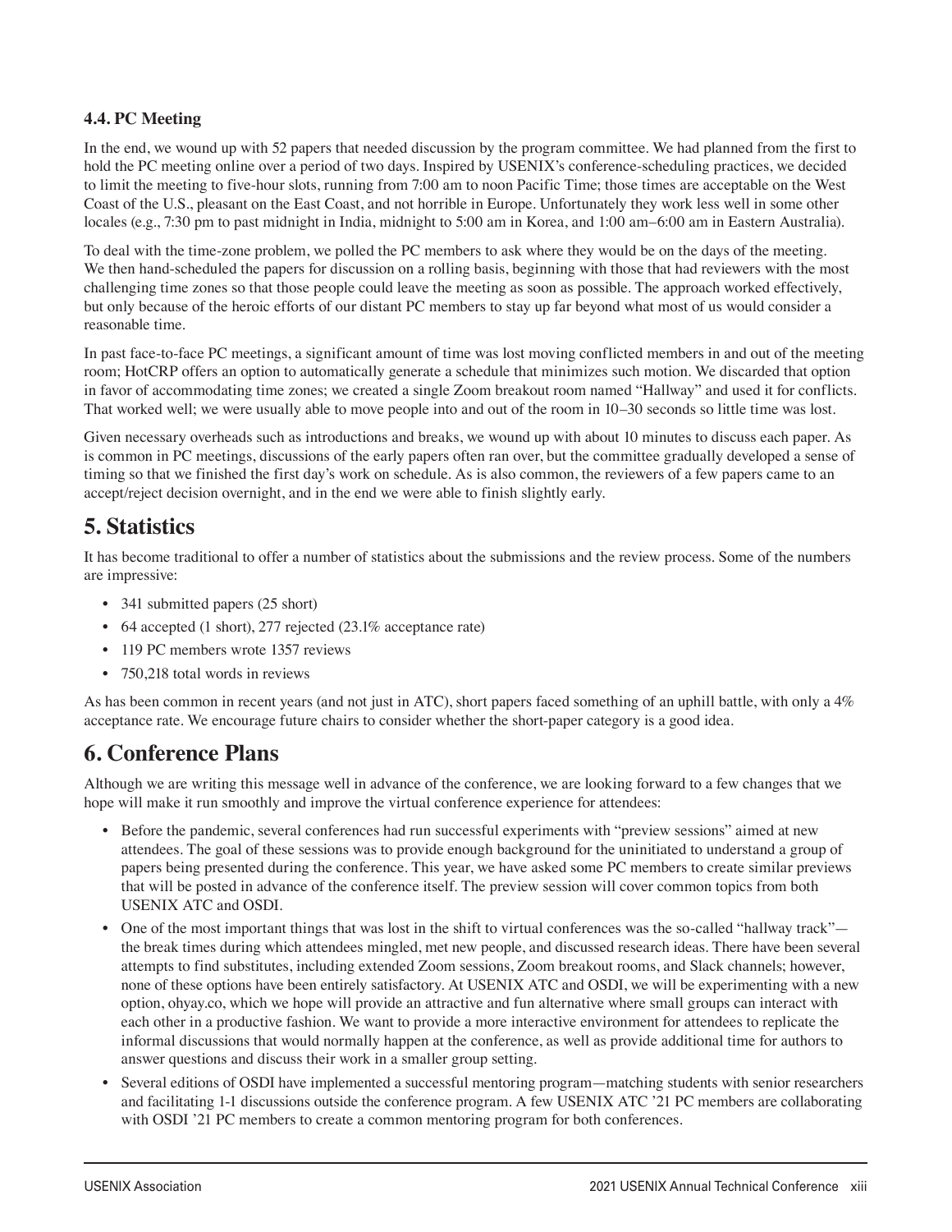### 4.4. PC Meeting

In the end, we wound up with 52 papers that needed discussion by the program committee. We had planned from the first to hold the PC meeting online over a period of two days. Inspired by USENIX's conference-scheduling practices, we decided to limit the meeting to five-hour slots, running from 7:00 am to noon Pacific Time; those times are acceptable on the West Coast of the U.S., pleasant on the East Coast, and not horrible in Europe. Unfortunately they work less well in some other locales (e.g., 7:30 pm to past midnight in India, midnight to 5:00 am in Korea, and 1:00 am–6:00 am in Eastern Australia).

To deal with the time-zone problem, we polled the PC members to ask where they would be on the days of the meeting. We then hand-scheduled the papers for discussion on a rolling basis, beginning with those that had reviewers with the most challenging time zones so that those people could leave the meeting as soon as possible. The approach worked effectively, but only because of the heroic efforts of our distant PC members to stay up far beyond what most of us would consider a reasonable time.

In past face-to-face PC meetings, a significant amount of time was lost moving conflicted members in and out of the meeting room; HotCRP offers an option to automatically generate a schedule that minimizes such motion. We discarded that option in favor of accommodating time zones; we created a single Zoom breakout room named "Hallway" and used it for conflicts. That worked well; we were usually able to move people into and out of the room in 10–30 seconds so little time was lost.

Given necessary overheads such as introductions and breaks, we wound up with about 10 minutes to discuss each paper. As is common in PC meetings, discussions of the early papers often ran over, but the committee gradually developed a sense of timing so that we finished the first day's work on schedule. As is also common, the reviewers of a few papers came to an accept/reject decision overnight, and in the end we were able to finish slightly early.

## 5. Statistics

It has become traditional to offer a number of statistics about the submissions and the review process. Some of the numbers are impressive:

- 341 submitted papers (25 short)
- 64 accepted (1 short), 277 rejected (23.1% acceptance rate)
- 119 PC members wrote 1357 reviews
- 750,218 total words in reviews

As has been common in recent years (and not just in ATC), short papers faced something of an uphill battle, with only a 4% acceptance rate. We encourage future chairs to consider whether the short-paper category is a good idea.

## 6. Conference Plans

Although we are writing this message well in advance of the conference, we are looking forward to a few changes that we hope will make it run smoothly and improve the virtual conference experience for attendees:

- Before the pandemic, several conferences had run successful experiments with "preview sessions" aimed at new attendees. The goal of these sessions was to provide enough background for the uninitiated to understand a group of papers being presented during the conference. This year, we have asked some PC members to create similar previews that will be posted in advance of the conference itself. The preview session will cover common topics from both USENIX ATC and OSDI.
- One of the most important things that was lost in the shift to virtual conferences was the so-called "hallway track"—the break times during which attendees mingled, met new people, and discussed research ideas. There have been several attempts to find substitutes, including extended Zoom sessions, Zoom breakout rooms, and Slack channels; however, none of these options have been entirely satisfactory. At USENIX ATC and OSDI, we will be experimenting with a new option, ohyay.co, which we hope will provide an attractive and fun alternative where small groups can interact with each other in a productive fashion. We want to provide a more interactive environment for attendees to replicate the informal discussions that would normally happen at the conference, as well as provide additional time for authors to answer questions and discuss their work in a smaller group setting.
- Several editions of OSDI have implemented a successful mentoring program—matching students with senior researchers and facilitating 1-1 discussions outside the conference program. A few USENIX ATC '21 PC members are collaborating with OSDI '21 PC members to create a common mentoring program for both conferences.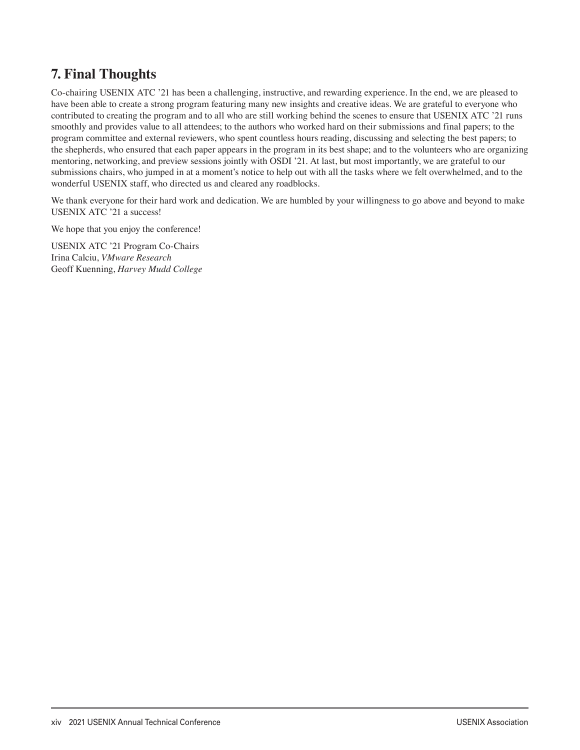## 7. Final Thoughts

Co-chairing USENIX ATC '21 has been a challenging, instructive, and rewarding experience. In the end, we are pleased to have been able to create a strong program featuring many new insights and creative ideas. We are grateful to everyone who contributed to creating the program and to all who are still working behind the scenes to ensure that USENIX ATC '21 runs smoothly and provides value to all attendees; to the authors who worked hard on their submissions and final papers; to the program committee and external reviewers, who spent countless hours reading, discussing and selecting the best papers; to the shepherds, who ensured that each paper appears in the program in its best shape; and to the volunteers who are organizing mentoring, networking, and preview sessions jointly with OSDI '21. At last, but most importantly, we are grateful to our submissions chairs, who jumped in at a moment's notice to help out with all the tasks where we felt overwhelmed, and to the wonderful USENIX staff, who directed us and cleared any roadblocks.

We thank everyone for their hard work and dedication. We are humbled by your willingness to go above and beyond to make USENIX ATC '21 a success!

We hope that you enjoy the conference!

USENIX ATC '21 Program Co-Chairs
Irina Calciu, *VMware Research*
Geoff Kuenning, *Harvey Mudd College*